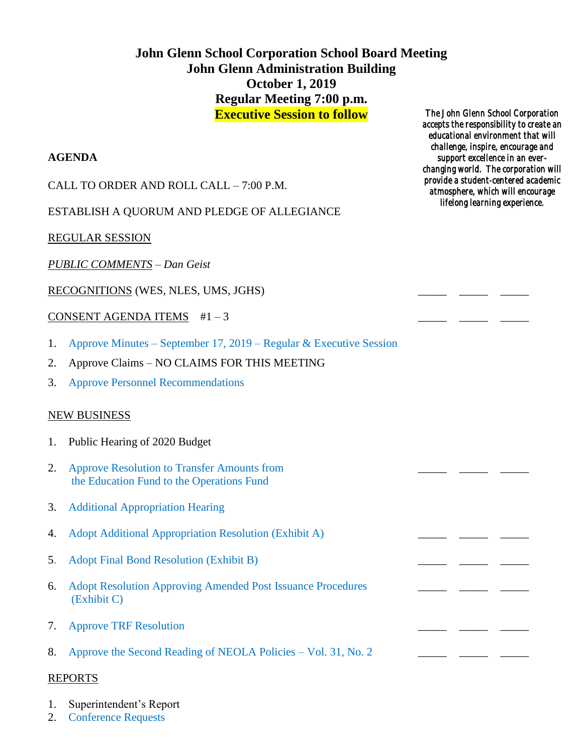# John Glenn School Corporation School Board Meeting
## John Glenn Administration Building
## October 1, 2019
## Regular Meeting 7:00 p.m.
## Executive Session to follow

*The John Glenn School Corporation accepts the responsibility to create an educational environment that will challenge, inspire, encourage and support excellence in an ever-changing world. The corporation will provide a student-centered academic atmosphere, which will encourage lifelong learning experience.*

**AGENDA**

CALL TO ORDER AND ROLL CALL – 7:00 P.M.

ESTABLISH A QUORUM AND PLEDGE OF ALLEGIANCE

REGULAR SESSION

*PUBLIC COMMENTS – Dan Geist*

RECOGNITIONS (WES, NLES, UMS, JGHS) _____ _____ _____

CONSENT AGENDA ITEMS #1 – 3 _____ _____ _____

1. Approve Minutes – September 17, 2019 – Regular & Executive Session
2. Approve Claims – NO CLAIMS FOR THIS MEETING
3. Approve Personnel Recommendations

NEW BUSINESS

1. Public Hearing of 2020 Budget
2. Approve Resolution to Transfer Amounts from the Education Fund to the Operations Fund _____ _____ _____
3. Additional Appropriation Hearing
4. Adopt Additional Appropriation Resolution (Exhibit A) _____ _____ _____
5. Adopt Final Bond Resolution (Exhibit B) _____ _____ _____
6. Adopt Resolution Approving Amended Post Issuance Procedures (Exhibit C) _____ _____ _____
7. Approve TRF Resolution _____ _____ _____
8. Approve the Second Reading of NEOLA Policies – Vol. 31, No. 2 _____ _____ _____

REPORTS

1. Superintendent's Report
2. Conference Requests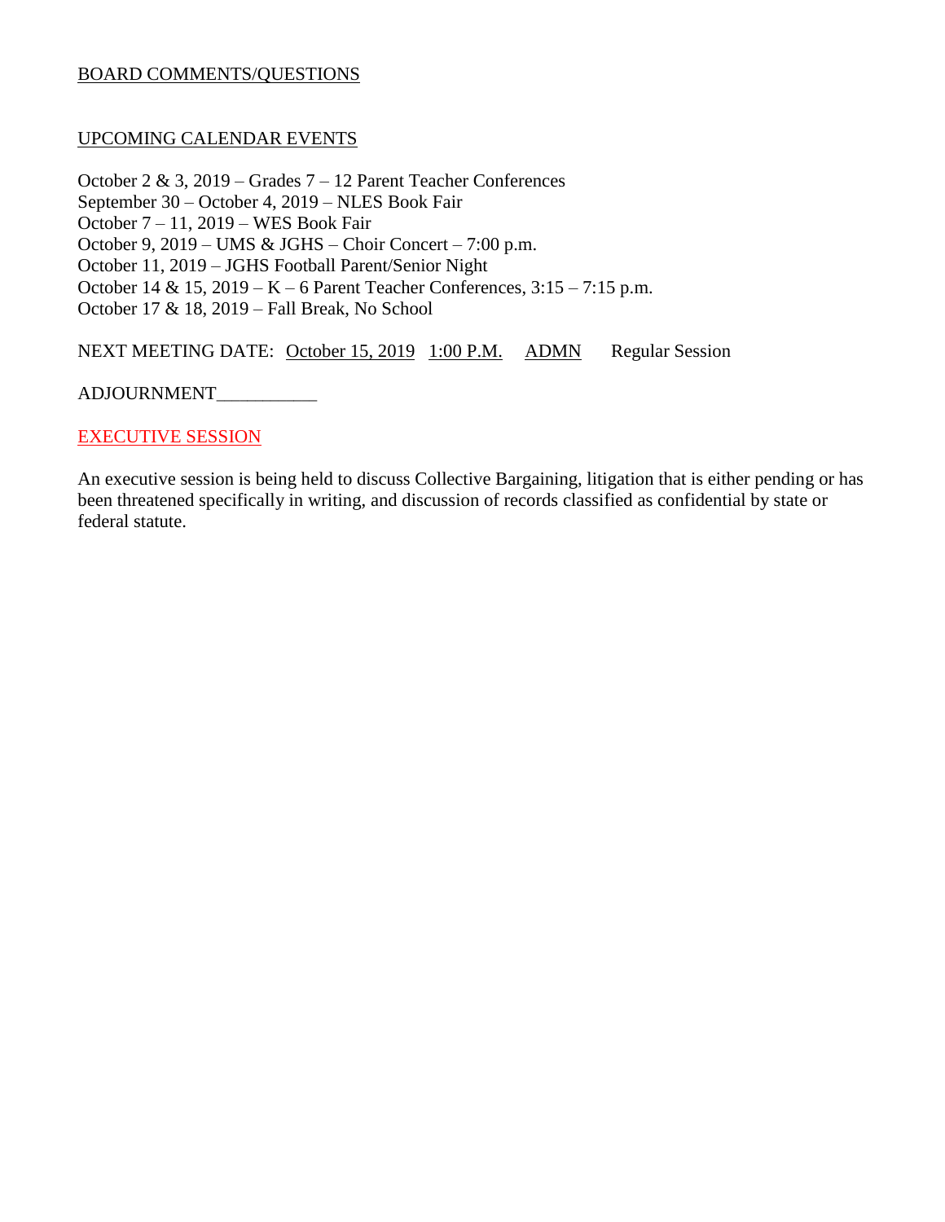BOARD COMMENTS/QUESTIONS

UPCOMING CALENDAR EVENTS

October 2 & 3, 2019 – Grades 7 – 12 Parent Teacher Conferences
September 30 – October 4, 2019 – NLES Book Fair
October 7 – 11, 2019 – WES Book Fair
October 9, 2019 – UMS & JGHS – Choir Concert – 7:00 p.m.
October 11, 2019 – JGHS Football Parent/Senior Night
October 14 & 15, 2019 – K – 6 Parent Teacher Conferences, 3:15 – 7:15 p.m.
October 17 & 18, 2019 – Fall Break, No School

NEXT MEETING DATE: October 15, 2019 1:00 P.M. ADMN Regular Session

ADJOURNMENT___________

EXECUTIVE SESSION

An executive session is being held to discuss Collective Bargaining, litigation that is either pending or has been threatened specifically in writing, and discussion of records classified as confidential by state or federal statute.